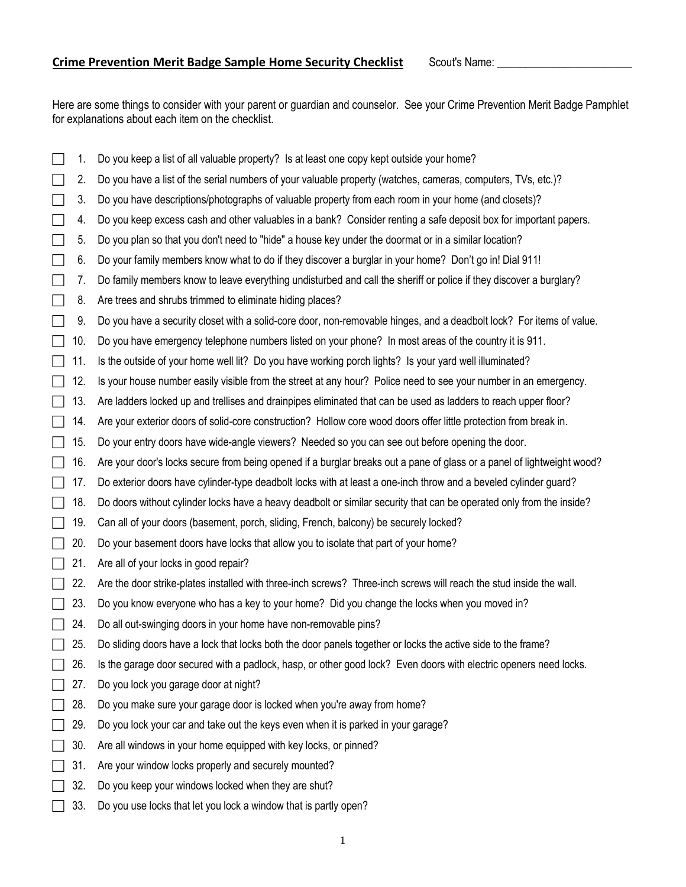**Crime Prevention Merit Badge Sample Home Security Checklist** Scout's Name: ________________________

Here are some things to consider with your parent or guardian and counselor. See your Crime Prevention Merit Badge Pamphlet for explanations about each item on the checklist.

- [ ] 1. Do you keep a list of all valuable property? Is at least one copy kept outside your home?
- [ ] 2. Do you have a list of the serial numbers of your valuable property (watches, cameras, computers, TVs, etc.)?
- [ ] 3. Do you have descriptions/photographs of valuable property from each room in your home (and closets)?
- [ ] 4. Do you keep excess cash and other valuables in a bank? Consider renting a safe deposit box for important papers.
- [ ] 5. Do you plan so that you don't need to "hide" a house key under the doormat or in a similar location?
- [ ] 6. Do your family members know what to do if they discover a burglar in your home? Don't go in! Dial 911!
- [ ] 7. Do family members know to leave everything undisturbed and call the sheriff or police if they discover a burglary?
- [ ] 8. Are trees and shrubs trimmed to eliminate hiding places?
- [ ] 9. Do you have a security closet with a solid-core door, non-removable hinges, and a deadbolt lock? For items of value.
- [ ] 10. Do you have emergency telephone numbers listed on your phone? In most areas of the country it is 911.
- [ ] 11. Is the outside of your home well lit? Do you have working porch lights? Is your yard well illuminated?
- [ ] 12. Is your house number easily visible from the street at any hour? Police need to see your number in an emergency.
- [ ] 13. Are ladders locked up and trellises and drainpipes eliminated that can be used as ladders to reach upper floor?
- [ ] 14. Are your exterior doors of solid-core construction? Hollow core wood doors offer little protection from break in.
- [ ] 15. Do your entry doors have wide-angle viewers? Needed so you can see out before opening the door.
- [ ] 16. Are your door's locks secure from being opened if a burglar breaks out a pane of glass or a panel of lightweight wood?
- [ ] 17. Do exterior doors have cylinder-type deadbolt locks with at least a one-inch throw and a beveled cylinder guard?
- [ ] 18. Do doors without cylinder locks have a heavy deadbolt or similar security that can be operated only from the inside?
- [ ] 19. Can all of your doors (basement, porch, sliding, French, balcony) be securely locked?
- [ ] 20. Do your basement doors have locks that allow you to isolate that part of your home?
- [ ] 21. Are all of your locks in good repair?
- [ ] 22. Are the door strike-plates installed with three-inch screws? Three-inch screws will reach the stud inside the wall.
- [ ] 23. Do you know everyone who has a key to your home? Did you change the locks when you moved in?
- [ ] 24. Do all out-swinging doors in your home have non-removable pins?
- [ ] 25. Do sliding doors have a lock that locks both the door panels together or locks the active side to the frame?
- [ ] 26. Is the garage door secured with a padlock, hasp, or other good lock? Even doors with electric openers need locks.
- [ ] 27. Do you lock you garage door at night?
- [ ] 28. Do you make sure your garage door is locked when you're away from home?
- [ ] 29. Do you lock your car and take out the keys even when it is parked in your garage?
- [ ] 30. Are all windows in your home equipped with key locks, or pinned?
- [ ] 31. Are your window locks properly and securely mounted?
- [ ] 32. Do you keep your windows locked when they are shut?
- [ ] 33. Do you use locks that let you lock a window that is partly open?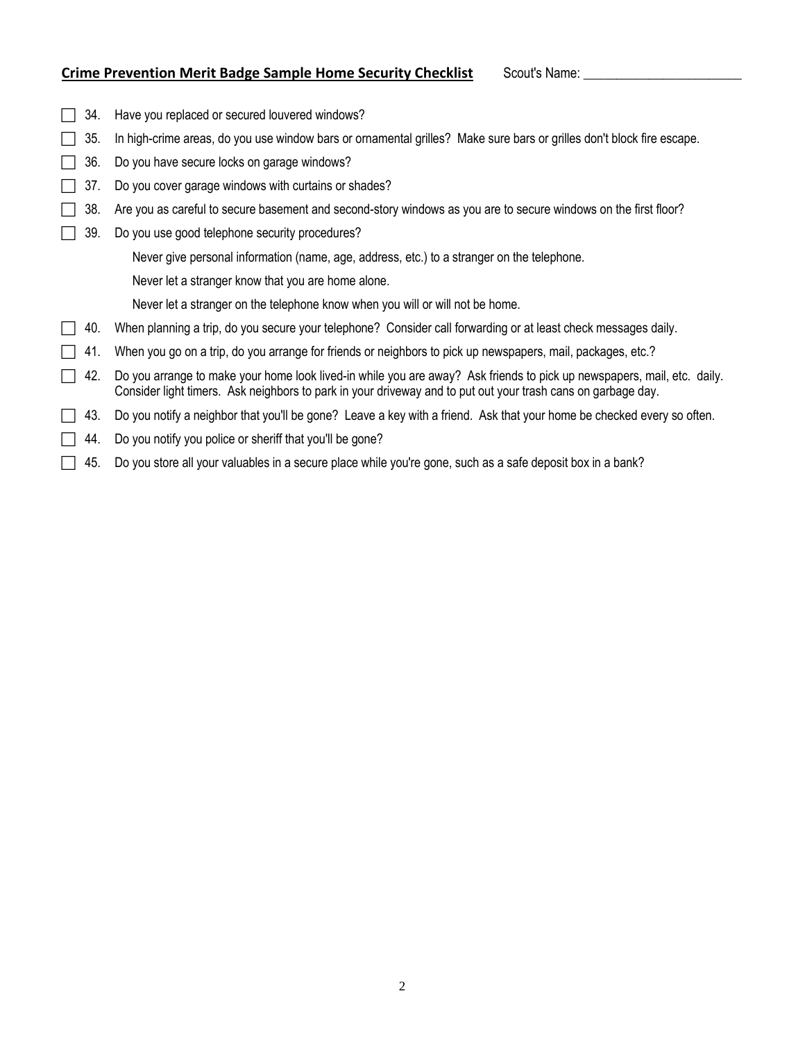**Crime Prevention Merit Badge Sample Home Security Checklist** Scout's Name: ________________________

- [ ] 34. Have you replaced or secured louvered windows?
- [ ] 35. In high-crime areas, do you use window bars or ornamental grilles? Make sure bars or grilles don't block fire escape.
- [ ] 36. Do you have secure locks on garage windows?
- [ ] 37. Do you cover garage windows with curtains or shades?
- [ ] 38. Are you as careful to secure basement and second-story windows as you are to secure windows on the first floor?
- [ ] 39. Do you use good telephone security procedures?

    Never give personal information (name, age, address, etc.) to a stranger on the telephone.

    Never let a stranger know that you are home alone.

    Never let a stranger on the telephone know when you will or will not be home.
- [ ] 40. When planning a trip, do you secure your telephone? Consider call forwarding or at least check messages daily.
- [ ] 41. When you go on a trip, do you arrange for friends or neighbors to pick up newspapers, mail, packages, etc.?
- [ ] 42. Do you arrange to make your home look lived-in while you are away? Ask friends to pick up newspapers, mail, etc. daily. Consider light timers. Ask neighbors to park in your driveway and to put out your trash cans on garbage day.
- [ ] 43. Do you notify a neighbor that you'll be gone? Leave a key with a friend. Ask that your home be checked every so often.
- [ ] 44. Do you notify you police or sheriff that you'll be gone?
- [ ] 45. Do you store all your valuables in a secure place while you're gone, such as a safe deposit box in a bank?